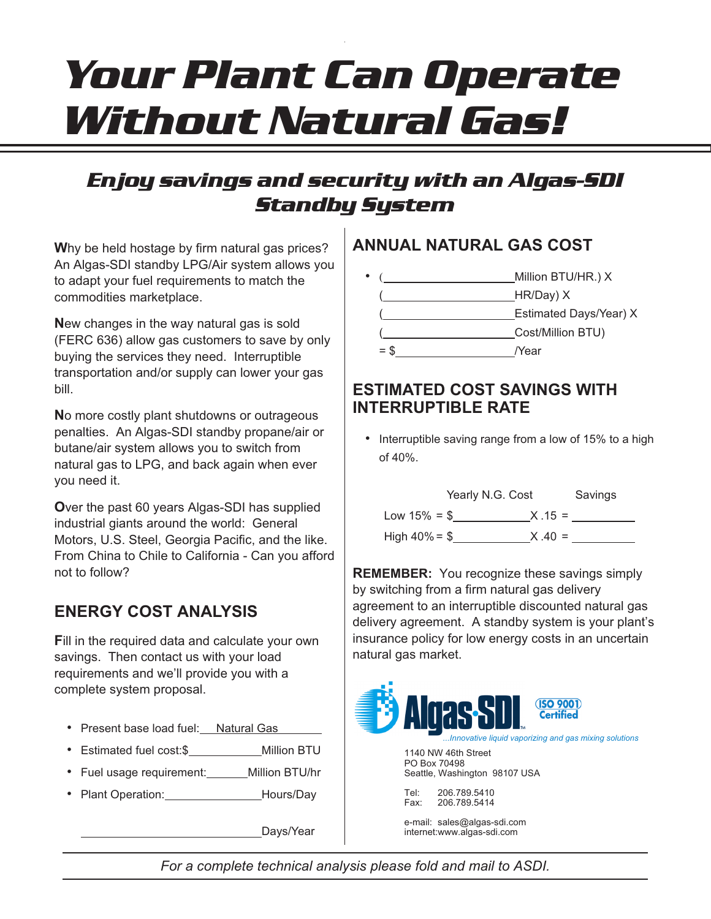# Your Plant Can Operate Without Natural Gas!

## Enjoy savings and security with an Algas-SDI Standby System

**W**hy be held hostage by firm natural gas prices? An Algas-SDI standby LPG/Air system allows you to adapt your fuel requirements to match the commodities marketplace.

**N**ew changes in the way natural gas is sold (FERC 636) allow gas customers to save by only buying the services they need. Interruptible transportation and/or supply can lower your gas bill.

**N**o more costly plant shutdowns or outrageous penalties. An Algas-SDI standby propane/air or butane/air system allows you to switch from natural gas to LPG, and back again when ever you need it.

**O**ver the past 60 years Algas-SDI has supplied industrial giants around the world: General Motors, U.S. Steel, Georgia Pacific, and the like. From China to Chile to California - Can you afford not to follow?

### ENERGY COST ANALYSIS

**F**ill in the required data and calculate your own savings. Then contact us with your load requirements and we'll provide you with a complete system proposal.

- Present base load fuel: Natural Gas
- Estimated fuel cost:$____________Million BTU
- Fuel usage requirement:_______Million BTU/hr
- Plant Operation:________________Hours/Day

________________________Days/Year

### ANNUAL NATURAL GAS COST

- (____________________Million BTU/HR.) X
  (____________________HR/Day) X
  (____________________Estimated Days/Year) X
  (____________________Cost/Million BTU)
  = $__________________/Year

### ESTIMATED COST SAVINGS WITH INTERRUPTIBLE RATE

- Interruptible saving range from a low of 15% to a high of 40%.

| | Yearly N.G. Cost | | Savings |
|---|---|---|---|
| Low 15% = | $____________ | X .15 = | __________ |
| High 40% = | $____________ | X .40 = | __________ |

**REMEMBER:** You recognize these savings simply by switching from a firm natural gas delivery agreement to an interruptible discounted natural gas delivery agreement. A standby system is your plant's insurance policy for low energy costs in an uncertain natural gas market.

**Algas-SDI** ISO 9001 Certified

*...Innovative liquid vaporizing and gas mixing solutions*

1140 NW 46th Street
PO Box 70498
Seattle, Washington 98107 USA

Tel: 206.789.5410
Fax: 206.789.5414

e-mail: sales@algas-sdi.com
internet:www.algas-sdi.com

*For a complete technical analysis please fold and mail to ASDI.*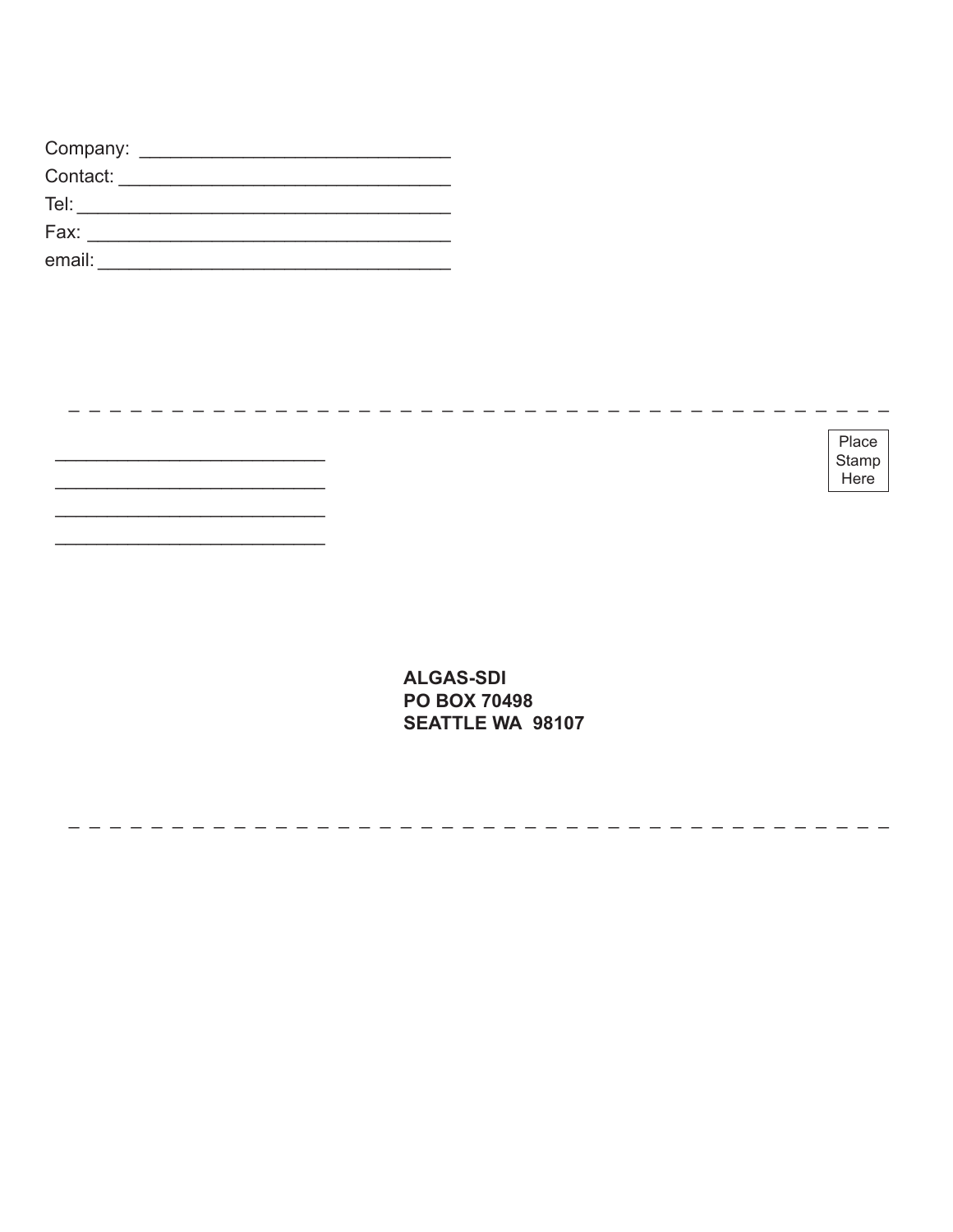Company: ______________________________

Contact: _______________________________

Tel: __________________________________

Fax: __________________________________

email: ________________________________

- - - - - - - - - - - - - - - - - - - - - - - - - - - - - - - - - - - - - - - -

__________________________

__________________________

__________________________

__________________________

Place
Stamp
Here

**ALGAS-SDI**
**PO BOX 70498**
**SEATTLE WA  98107**

- - - - - - - - - - - - - - - - - - - - - - - - - - - - - - - - - - - - - - - -